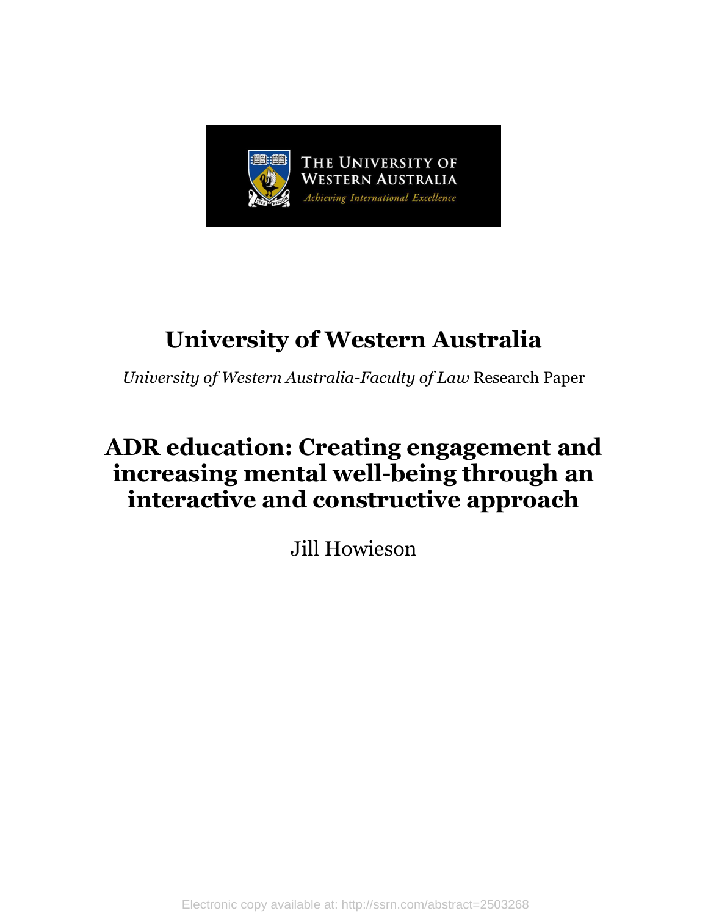# University of Western Australia

*University of Western Australia-Faculty of Law* Research Paper

# ADR education: Creating engagement and increasing mental well-being through an interactive and constructive approach

Jill Howieson

Electronic copy available at: http://ssrn.com/abstract=2503268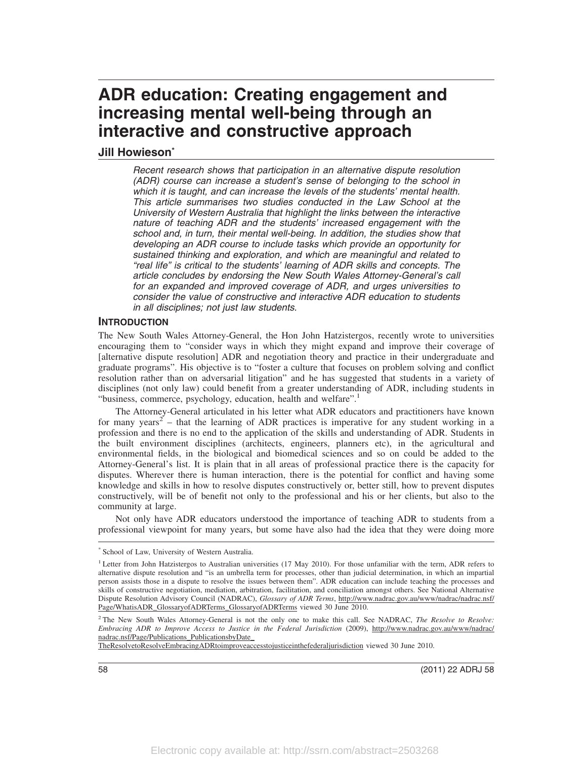# ADR education: Creating engagement and increasing mental well-being through an interactive and constructive approach

**Jill Howieson***

*Recent research shows that participation in an alternative dispute resolution (ADR) course can increase a student's sense of belonging to the school in which it is taught, and can increase the levels of the students' mental health. This article summarises two studies conducted in the Law School at the University of Western Australia that highlight the links between the interactive nature of teaching ADR and the students' increased engagement with the school and, in turn, their mental well-being. In addition, the studies show that developing an ADR course to include tasks which provide an opportunity for sustained thinking and exploration, and which are meaningful and related to "real life" is critical to the students' learning of ADR skills and concepts. The article concludes by endorsing the New South Wales Attorney-General's call for an expanded and improved coverage of ADR, and urges universities to consider the value of constructive and interactive ADR education to students in all disciplines; not just law students.*

## INTRODUCTION

The New South Wales Attorney-General, the Hon John Hatzistergos, recently wrote to universities encouraging them to "consider ways in which they might expand and improve their coverage of [alternative dispute resolution] ADR and negotiation theory and practice in their undergraduate and graduate programs". His objective is to "foster a culture that focuses on problem solving and conflict resolution rather than on adversarial litigation" and he has suggested that students in a variety of disciplines (not only law) could benefit from a greater understanding of ADR, including students in "business, commerce, psychology, education, health and welfare".[1]

The Attorney-General articulated in his letter what ADR educators and practitioners have known for many years[2] – that the learning of ADR practices is imperative for any student working in a profession and there is no end to the application of the skills and understanding of ADR. Students in the built environment disciplines (architects, engineers, planners etc), in the agricultural and environmental fields, in the biological and biomedical sciences and so on could be added to the Attorney-General's list. It is plain that in all areas of professional practice there is the capacity for disputes. Wherever there is human interaction, there is the potential for conflict and having some knowledge and skills in how to resolve disputes constructively or, better still, how to prevent disputes constructively, will be of benefit not only to the professional and his or her clients, but also to the community at large.

Not only have ADR educators understood the importance of teaching ADR to students from a professional viewpoint for many years, but some have also had the idea that they were doing more

---

* School of Law, University of Western Australia.

[1] Letter from John Hatzistergos to Australian universities (17 May 2010). For those unfamiliar with the term, ADR refers to alternative dispute resolution and "is an umbrella term for processes, other than judicial determination, in which an impartial person assists those in a dispute to resolve the issues between them". ADR education can include teaching the processes and skills of constructive negotiation, mediation, arbitration, facilitation, and conciliation amongst others. See National Alternative Dispute Resolution Advisory Council (NADRAC), *Glossary of ADR Terms*, http://www.nadrac.gov.au/www/nadrac/nadrac.nsf/Page/WhatisADR_GlossaryofADRTerms_GlossaryofADRTerms viewed 30 June 2010.

[2] The New South Wales Attorney-General is not the only one to make this call. See NADRAC, *The Resolve to Resolve: Embracing ADR to Improve Access to Justice in the Federal Jurisdiction* (2009), http://www.nadrac.gov.au/www/nadrac/nadrac.nsf/Page/Publications_PublicationsbyDate_TheResolvetoResolveEmbracingADRtoimproveaccesstojusticeinthefederaljurisdiction viewed 30 June 2010.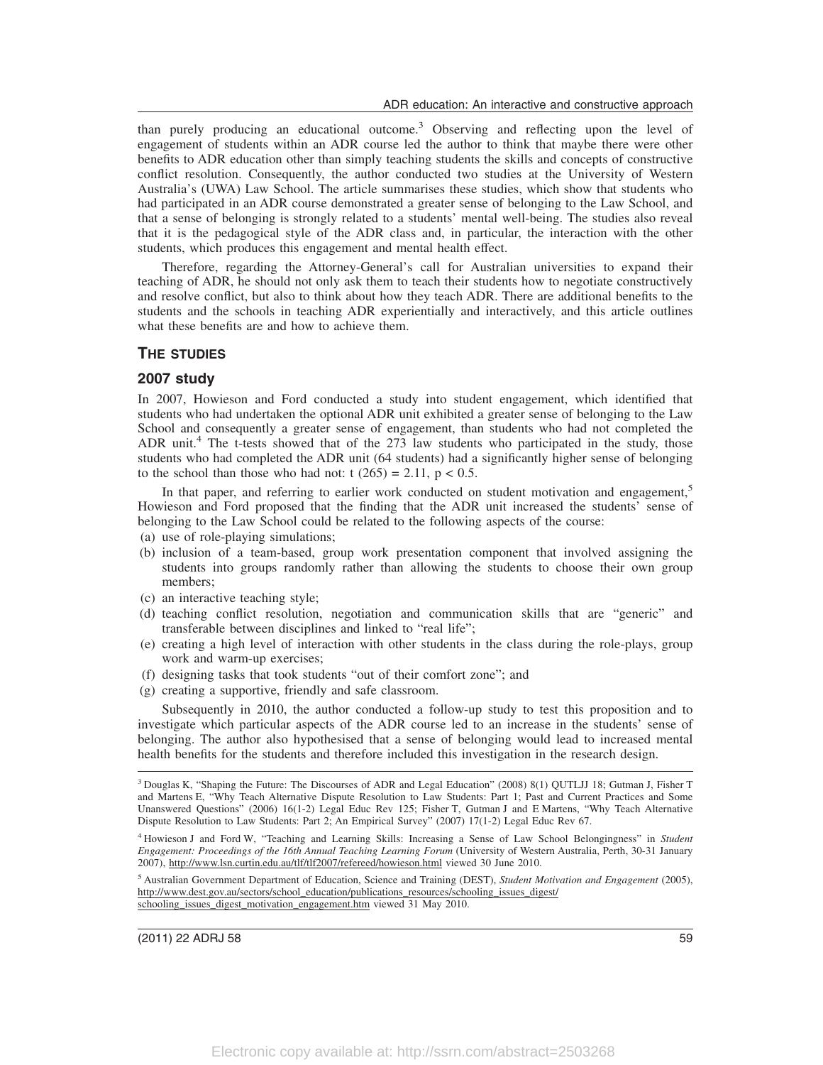than purely producing an educational outcome.[3] Observing and reflecting upon the level of engagement of students within an ADR course led the author to think that maybe there were other benefits to ADR education other than simply teaching students the skills and concepts of constructive conflict resolution. Consequently, the author conducted two studies at the University of Western Australia's (UWA) Law School. The article summarises these studies, which show that students who had participated in an ADR course demonstrated a greater sense of belonging to the Law School, and that a sense of belonging is strongly related to a students' mental well-being. The studies also reveal that it is the pedagogical style of the ADR class and, in particular, the interaction with the other students, which produces this engagement and mental health effect.

Therefore, regarding the Attorney-General's call for Australian universities to expand their teaching of ADR, he should not only ask them to teach their students how to negotiate constructively and resolve conflict, but also to think about how they teach ADR. There are additional benefits to the students and the schools in teaching ADR experientially and interactively, and this article outlines what these benefits are and how to achieve them.

## THE STUDIES

### 2007 study

In 2007, Howieson and Ford conducted a study into student engagement, which identified that students who had undertaken the optional ADR unit exhibited a greater sense of belonging to the Law School and consequently a greater sense of engagement, than students who had not completed the ADR unit.[4] The t-tests showed that of the 273 law students who participated in the study, those students who had completed the ADR unit (64 students) had a significantly higher sense of belonging to the school than those who had not: $t(265) = 2.11$, $p < 0.5$.

In that paper, and referring to earlier work conducted on student motivation and engagement,[5] Howieson and Ford proposed that the finding that the ADR unit increased the students' sense of belonging to the Law School could be related to the following aspects of the course:

(a) use of role-playing simulations;
(b) inclusion of a team-based, group work presentation component that involved assigning the students into groups randomly rather than allowing the students to choose their own group members;
(c) an interactive teaching style;
(d) teaching conflict resolution, negotiation and communication skills that are "generic" and transferable between disciplines and linked to "real life";
(e) creating a high level of interaction with other students in the class during the role-plays, group work and warm-up exercises;
(f) designing tasks that took students "out of their comfort zone"; and
(g) creating a supportive, friendly and safe classroom.

Subsequently in 2010, the author conducted a follow-up study to test this proposition and to investigate which particular aspects of the ADR course led to an increase in the students' sense of belonging. The author also hypothesised that a sense of belonging would lead to increased mental health benefits for the students and therefore included this investigation in the research design.

---

[3] Douglas K, "Shaping the Future: The Discourses of ADR and Legal Education" (2008) 8(1) QUTLJJ 18; Gutman J, Fisher T and Martens E, "Why Teach Alternative Dispute Resolution to Law Students: Part 1; Past and Current Practices and Some Unanswered Questions" (2006) 16(1-2) Legal Educ Rev 125; Fisher T, Gutman J and E Martens, "Why Teach Alternative Dispute Resolution to Law Students: Part 2; An Empirical Survey" (2007) 17(1-2) Legal Educ Rev 67.

[4] Howieson J and Ford W, "Teaching and Learning Skills: Increasing a Sense of Law School Belongingness" in *Student Engagement: Proceedings of the 16th Annual Teaching Learning Forum* (University of Western Australia, Perth, 30-31 January 2007), http://www.lsn.curtin.edu.au/tlf/tlf2007/refereed/howieson.html viewed 30 June 2010.

[5] Australian Government Department of Education, Science and Training (DEST), *Student Motivation and Engagement* (2005), http://www.dest.gov.au/sectors/school_education/publications_resources/schooling_issues_digest/schooling_issues_digest_motivation_engagement.htm viewed 31 May 2010.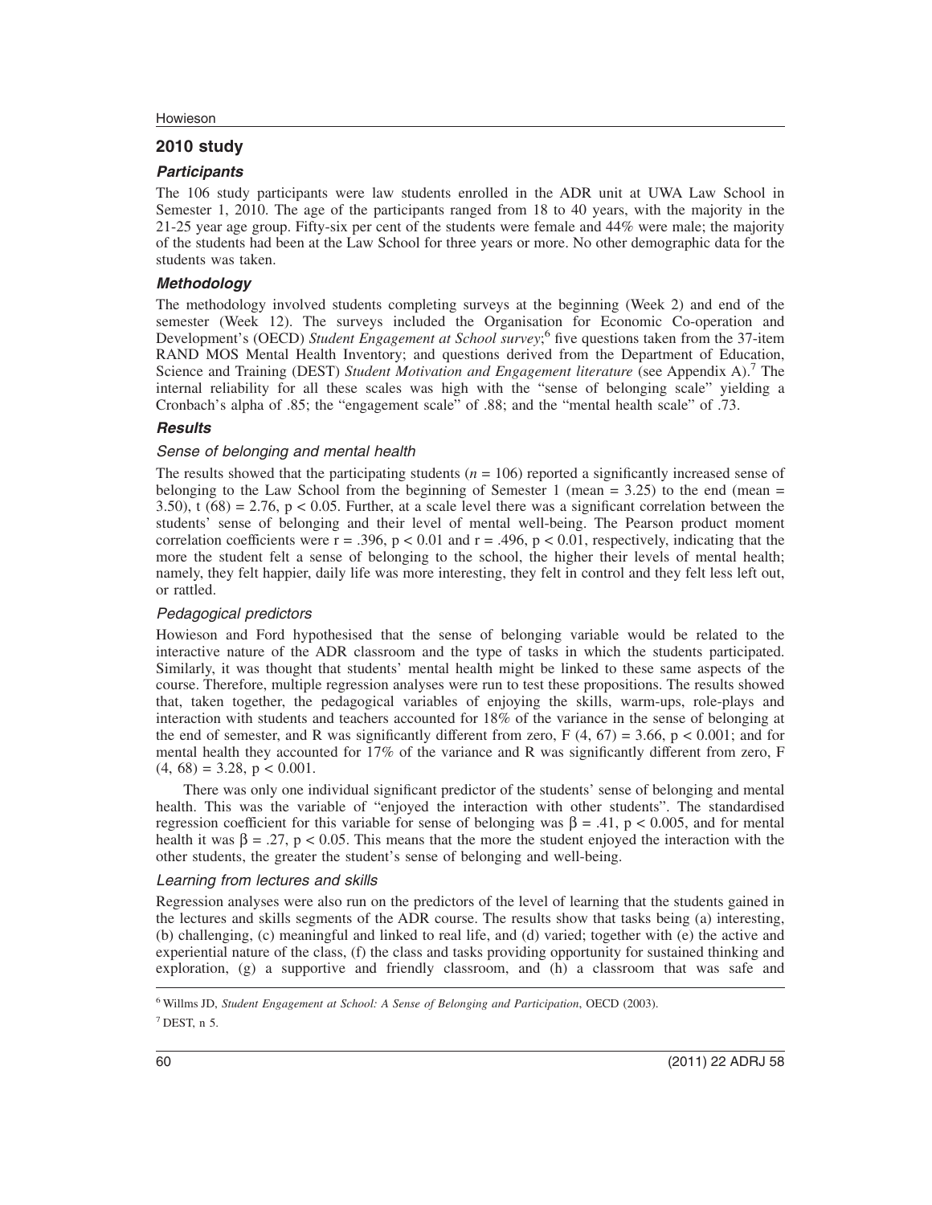## 2010 study

### *Participants*

The 106 study participants were law students enrolled in the ADR unit at UWA Law School in Semester 1, 2010. The age of the participants ranged from 18 to 40 years, with the majority in the 21-25 year age group. Fifty-six per cent of the students were female and 44% were male; the majority of the students had been at the Law School for three years or more. No other demographic data for the students was taken.

### *Methodology*

The methodology involved students completing surveys at the beginning (Week 2) and end of the semester (Week 12). The surveys included the Organisation for Economic Co-operation and Development's (OECD) *Student Engagement at School survey*;[6] five questions taken from the 37-item RAND MOS Mental Health Inventory; and questions derived from the Department of Education, Science and Training (DEST) *Student Motivation and Engagement literature* (see Appendix A).[7] The internal reliability for all these scales was high with the "sense of belonging scale" yielding a Cronbach's alpha of .85; the "engagement scale" of .88; and the "mental health scale" of .73.

### *Results*

#### *Sense of belonging and mental health*

The results showed that the participating students ($n = 106$) reported a significantly increased sense of belonging to the Law School from the beginning of Semester 1 (mean = 3.25) to the end (mean = 3.50), $t\ (68) = 2.76$, $p < 0.05$. Further, at a scale level there was a significant correlation between the students' sense of belonging and their level of mental well-being. The Pearson product moment correlation coefficients were $r = .396$, $p < 0.01$ and $r = .496$, $p < 0.01$, respectively, indicating that the more the student felt a sense of belonging to the school, the higher their levels of mental health; namely, they felt happier, daily life was more interesting, they felt in control and they felt less left out, or rattled.

#### *Pedagogical predictors*

Howieson and Ford hypothesised that the sense of belonging variable would be related to the interactive nature of the ADR classroom and the type of tasks in which the students participated. Similarly, it was thought that students' mental health might be linked to these same aspects of the course. Therefore, multiple regression analyses were run to test these propositions. The results showed that, taken together, the pedagogical variables of enjoying the skills, warm-ups, role-plays and interaction with students and teachers accounted for 18% of the variance in the sense of belonging at the end of semester, and R was significantly different from zero, $F\ (4, 67) = 3.66$, $p < 0.001$; and for mental health they accounted for 17% of the variance and R was significantly different from zero, $F\ (4, 68) = 3.28$, $p < 0.001$.

There was only one individual significant predictor of the students' sense of belonging and mental health. This was the variable of "enjoyed the interaction with other students". The standardised regression coefficient for this variable for sense of belonging was $\beta = .41$, $p < 0.005$, and for mental health it was $\beta = .27$, $p < 0.05$. This means that the more the student enjoyed the interaction with the other students, the greater the student's sense of belonging and well-being.

#### *Learning from lectures and skills*

Regression analyses were also run on the predictors of the level of learning that the students gained in the lectures and skills segments of the ADR course. The results show that tasks being (a) interesting, (b) challenging, (c) meaningful and linked to real life, and (d) varied; together with (e) the active and experiential nature of the class, (f) the class and tasks providing opportunity for sustained thinking and exploration, (g) a supportive and friendly classroom, and (h) a classroom that was safe and

[6] Willms JD, *Student Engagement at School: A Sense of Belonging and Participation*, OECD (2003).

[7] DEST, n 5.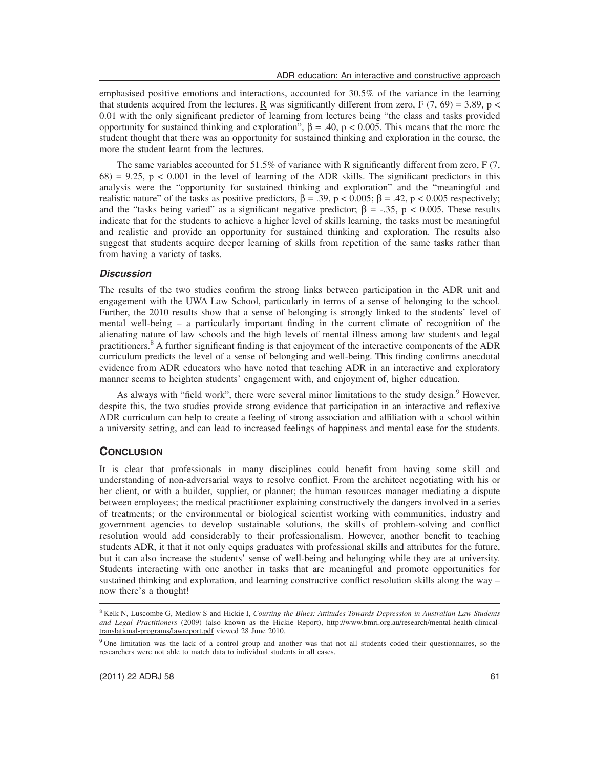emphasised positive emotions and interactions, accounted for 30.5% of the variance in the learning that students acquired from the lectures. R was significantly different from zero, $F(7, 69) = 3.89$, $p < 0.01$ with the only significant predictor of learning from lectures being "the class and tasks provided opportunity for sustained thinking and exploration", $\beta = .40$, $p < 0.005$. This means that the more the student thought that there was an opportunity for sustained thinking and exploration in the course, the more the student learnt from the lectures.

The same variables accounted for 51.5% of variance with R significantly different from zero, $F(7, 68) = 9.25$, $p < 0.001$ in the level of learning of the ADR skills. The significant predictors in this analysis were the "opportunity for sustained thinking and exploration" and the "meaningful and realistic nature" of the tasks as positive predictors, $\beta = .39$, $p < 0.005$; $\beta = .42$, $p < 0.005$ respectively; and the "tasks being varied" as a significant negative predictor; $\beta = -.35$, $p < 0.005$. These results indicate that for the students to achieve a higher level of skills learning, the tasks must be meaningful and realistic and provide an opportunity for sustained thinking and exploration. The results also suggest that students acquire deeper learning of skills from repetition of the same tasks rather than from having a variety of tasks.

### *Discussion*

The results of the two studies confirm the strong links between participation in the ADR unit and engagement with the UWA Law School, particularly in terms of a sense of belonging to the school. Further, the 2010 results show that a sense of belonging is strongly linked to the students' level of mental well-being – a particularly important finding in the current climate of recognition of the alienating nature of law schools and the high levels of mental illness among law students and legal practitioners.[8] A further significant finding is that enjoyment of the interactive components of the ADR curriculum predicts the level of a sense of belonging and well-being. This finding confirms anecdotal evidence from ADR educators who have noted that teaching ADR in an interactive and exploratory manner seems to heighten students' engagement with, and enjoyment of, higher education.

As always with "field work", there were several minor limitations to the study design.[9] However, despite this, the two studies provide strong evidence that participation in an interactive and reflexive ADR curriculum can help to create a feeling of strong association and affiliation with a school within a university setting, and can lead to increased feelings of happiness and mental ease for the students.

## CONCLUSION

It is clear that professionals in many disciplines could benefit from having some skill and understanding of non-adversarial ways to resolve conflict. From the architect negotiating with his or her client, or with a builder, supplier, or planner; the human resources manager mediating a dispute between employees; the medical practitioner explaining constructively the dangers involved in a series of treatments; or the environmental or biological scientist working with communities, industry and government agencies to develop sustainable solutions, the skills of problem-solving and conflict resolution would add considerably to their professionalism. However, another benefit to teaching students ADR, it that it not only equips graduates with professional skills and attributes for the future, but it can also increase the students' sense of well-being and belonging while they are at university. Students interacting with one another in tasks that are meaningful and promote opportunities for sustained thinking and exploration, and learning constructive conflict resolution skills along the way – now there's a thought!

---

[8] Kelk N, Luscombe G, Medlow S and Hickie I, *Courting the Blues: Attitudes Towards Depression in Australian Law Students and Legal Practitioners* (2009) (also known as the Hickie Report), http://www.bmri.org.au/research/mental-health-clinical-translational-programs/lawreport.pdf viewed 28 June 2010.

[9] One limitation was the lack of a control group and another was that not all students coded their questionnaires, so the researchers were not able to match data to individual students in all cases.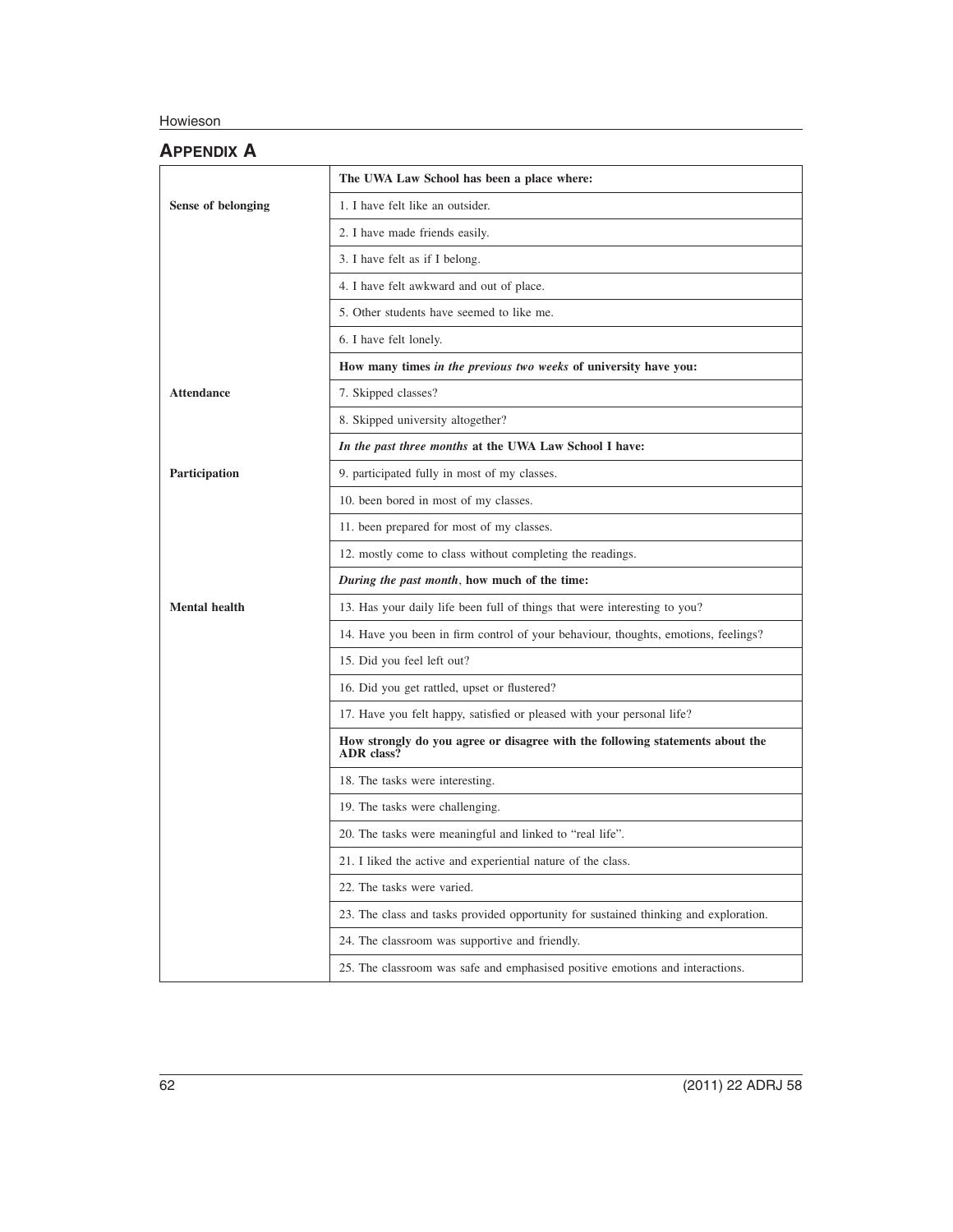## APPENDIX A

| | The UWA Law School has been a place where: |
|---|---|
| **Sense of belonging** | 1. I have felt like an outsider. |
| | 2. I have made friends easily. |
| | 3. I have felt as if I belong. |
| | 4. I have felt awkward and out of place. |
| | 5. Other students have seemed to like me. |
| | 6. I have felt lonely. |
| | **How many times *in the previous two weeks* of university have you:** |
| **Attendance** | 7. Skipped classes? |
| | 8. Skipped university altogether? |
| | ***In the past three months* at the UWA Law School I have:** |
| **Participation** | 9. participated fully in most of my classes. |
| | 10. been bored in most of my classes. |
| | 11. been prepared for most of my classes. |
| | 12. mostly come to class without completing the readings. |
| | ***During the past month*, how much of the time:** |
| **Mental health** | 13. Has your daily life been full of things that were interesting to you? |
| | 14. Have you been in firm control of your behaviour, thoughts, emotions, feelings? |
| | 15. Did you feel left out? |
| | 16. Did you get rattled, upset or flustered? |
| | 17. Have you felt happy, satisfied or pleased with your personal life? |
| | **How strongly do you agree or disagree with the following statements about the ADR class?** |
| | 18. The tasks were interesting. |
| | 19. The tasks were challenging. |
| | 20. The tasks were meaningful and linked to "real life". |
| | 21. I liked the active and experiential nature of the class. |
| | 22. The tasks were varied. |
| | 23. The class and tasks provided opportunity for sustained thinking and exploration. |
| | 24. The classroom was supportive and friendly. |
| | 25. The classroom was safe and emphasised positive emotions and interactions. |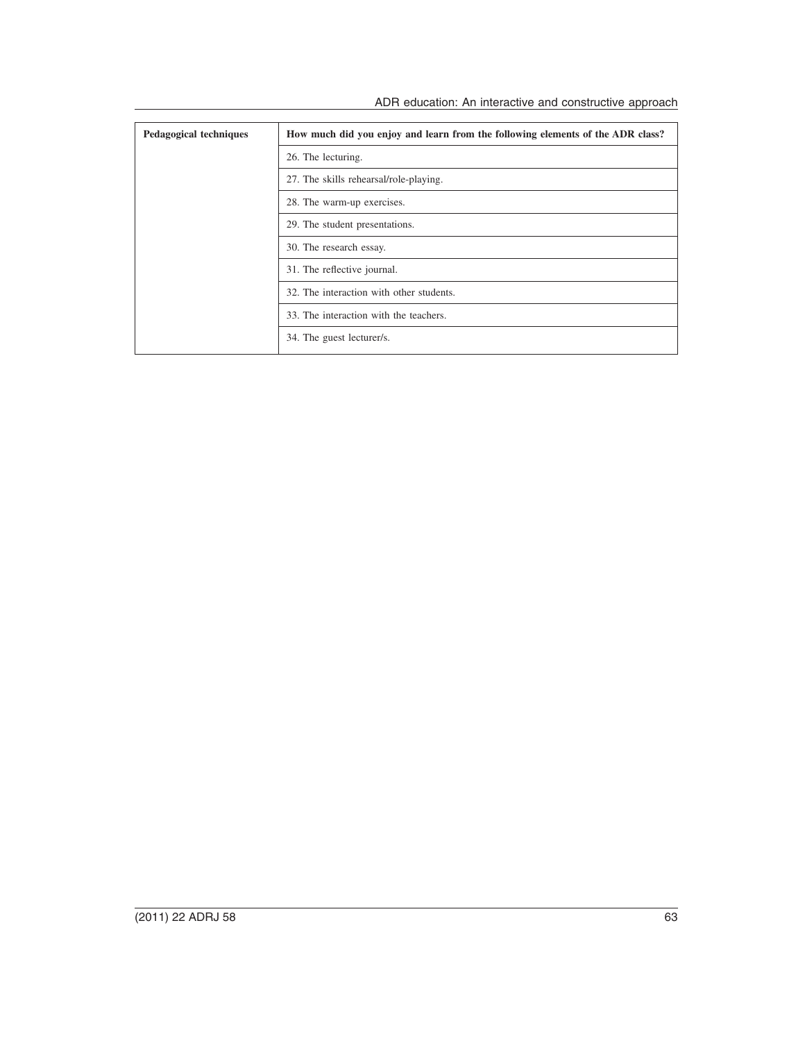| Pedagogical techniques | How much did you enjoy and learn from the following elements of the ADR class? |
|---|---|
| | 26. The lecturing. |
| | 27. The skills rehearsal/role-playing. |
| | 28. The warm-up exercises. |
| | 29. The student presentations. |
| | 30. The research essay. |
| | 31. The reflective journal. |
| | 32. The interaction with other students. |
| | 33. The interaction with the teachers. |
| | 34. The guest lecturer/s. |